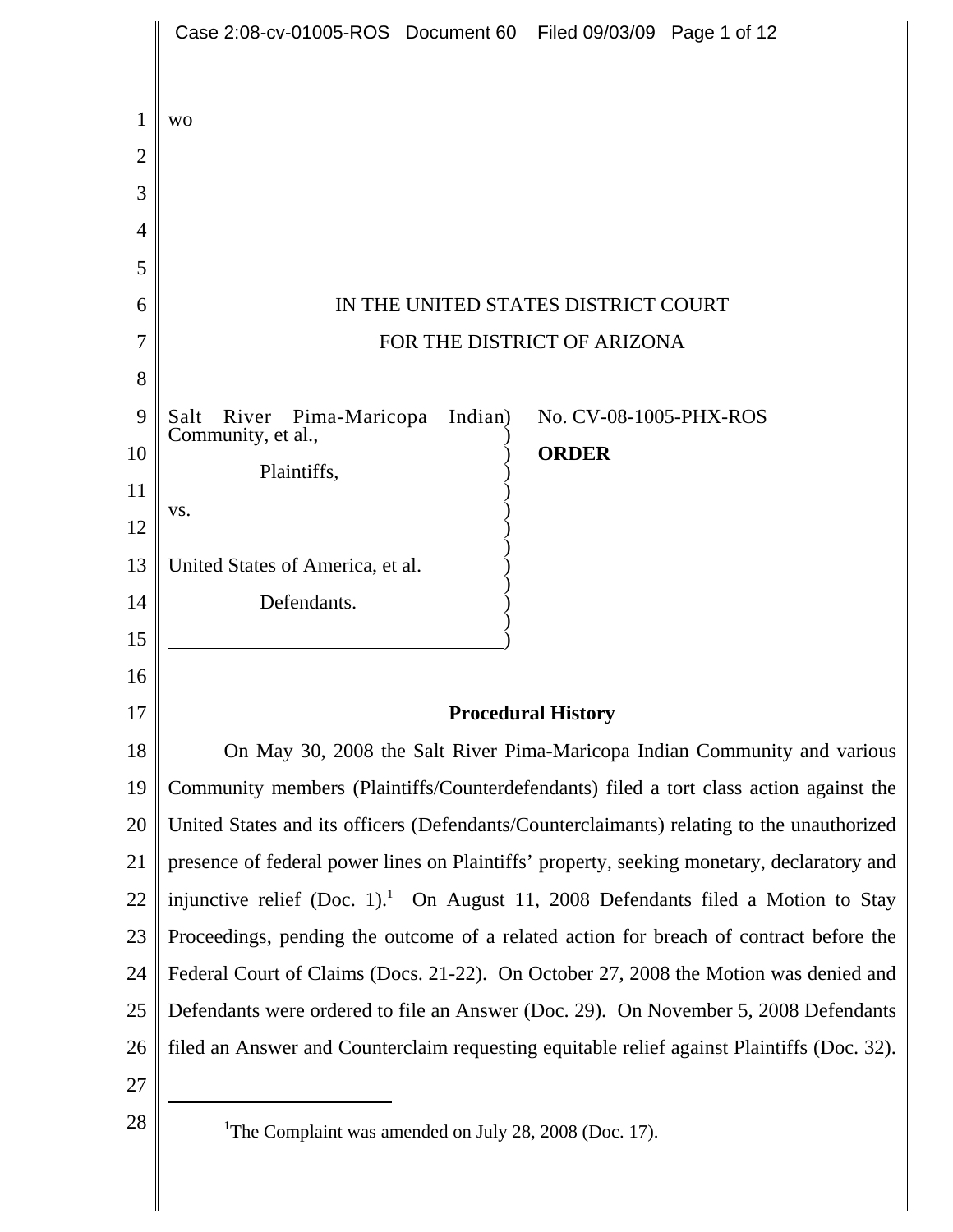wo

IN THE UNITED STATES DISTRICT COURT

FOR THE DISTRICT OF ARIZONA

Salt River Pima-Maricopa Indian Community, et al.,

Plaintiffs,

vs.

United States of America, et al.

Defendants.

No. CV-08-1005-PHX-ROS

**ORDER**

## Procedural History

On May 30, 2008 the Salt River Pima-Maricopa Indian Community and various Community members (Plaintiffs/Counterdefendants) filed a tort class action against the United States and its officers (Defendants/Counterclaimants) relating to the unauthorized presence of federal power lines on Plaintiffs' property, seeking monetary, declaratory and injunctive relief (Doc. 1).[1] On August 11, 2008 Defendants filed a Motion to Stay Proceedings, pending the outcome of a related action for breach of contract before the Federal Court of Claims (Docs. 21-22). On October 27, 2008 the Motion was denied and Defendants were ordered to file an Answer (Doc. 29). On November 5, 2008 Defendants filed an Answer and Counterclaim requesting equitable relief against Plaintiffs (Doc. 32).

[1] The Complaint was amended on July 28, 2008 (Doc. 17).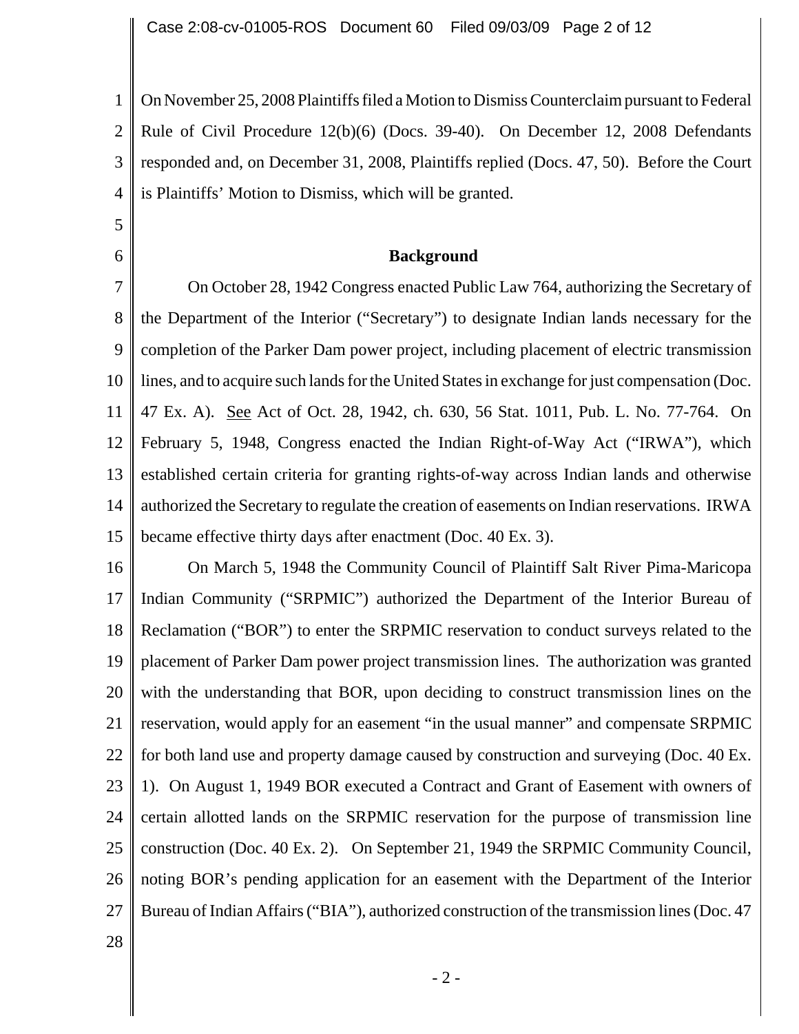On November 25, 2008 Plaintiffs filed a Motion to Dismiss Counterclaim pursuant to Federal Rule of Civil Procedure 12(b)(6) (Docs. 39-40). On December 12, 2008 Defendants responded and, on December 31, 2008, Plaintiffs replied (Docs. 47, 50). Before the Court is Plaintiffs' Motion to Dismiss, which will be granted.

**Background**

On October 28, 1942 Congress enacted Public Law 764, authorizing the Secretary of the Department of the Interior ("Secretary") to designate Indian lands necessary for the completion of the Parker Dam power project, including placement of electric transmission lines, and to acquire such lands for the United States in exchange for just compensation (Doc. 47 Ex. A). See Act of Oct. 28, 1942, ch. 630, 56 Stat. 1011, Pub. L. No. 77-764. On February 5, 1948, Congress enacted the Indian Right-of-Way Act ("IRWA"), which established certain criteria for granting rights-of-way across Indian lands and otherwise authorized the Secretary to regulate the creation of easements on Indian reservations. IRWA became effective thirty days after enactment (Doc. 40 Ex. 3).

On March 5, 1948 the Community Council of Plaintiff Salt River Pima-Maricopa Indian Community ("SRPMIC") authorized the Department of the Interior Bureau of Reclamation ("BOR") to enter the SRPMIC reservation to conduct surveys related to the placement of Parker Dam power project transmission lines. The authorization was granted with the understanding that BOR, upon deciding to construct transmission lines on the reservation, would apply for an easement "in the usual manner" and compensate SRPMIC for both land use and property damage caused by construction and surveying (Doc. 40 Ex. 1). On August 1, 1949 BOR executed a Contract and Grant of Easement with owners of certain allotted lands on the SRPMIC reservation for the purpose of transmission line construction (Doc. 40 Ex. 2). On September 21, 1949 the SRPMIC Community Council, noting BOR's pending application for an easement with the Department of the Interior Bureau of Indian Affairs ("BIA"), authorized construction of the transmission lines (Doc. 47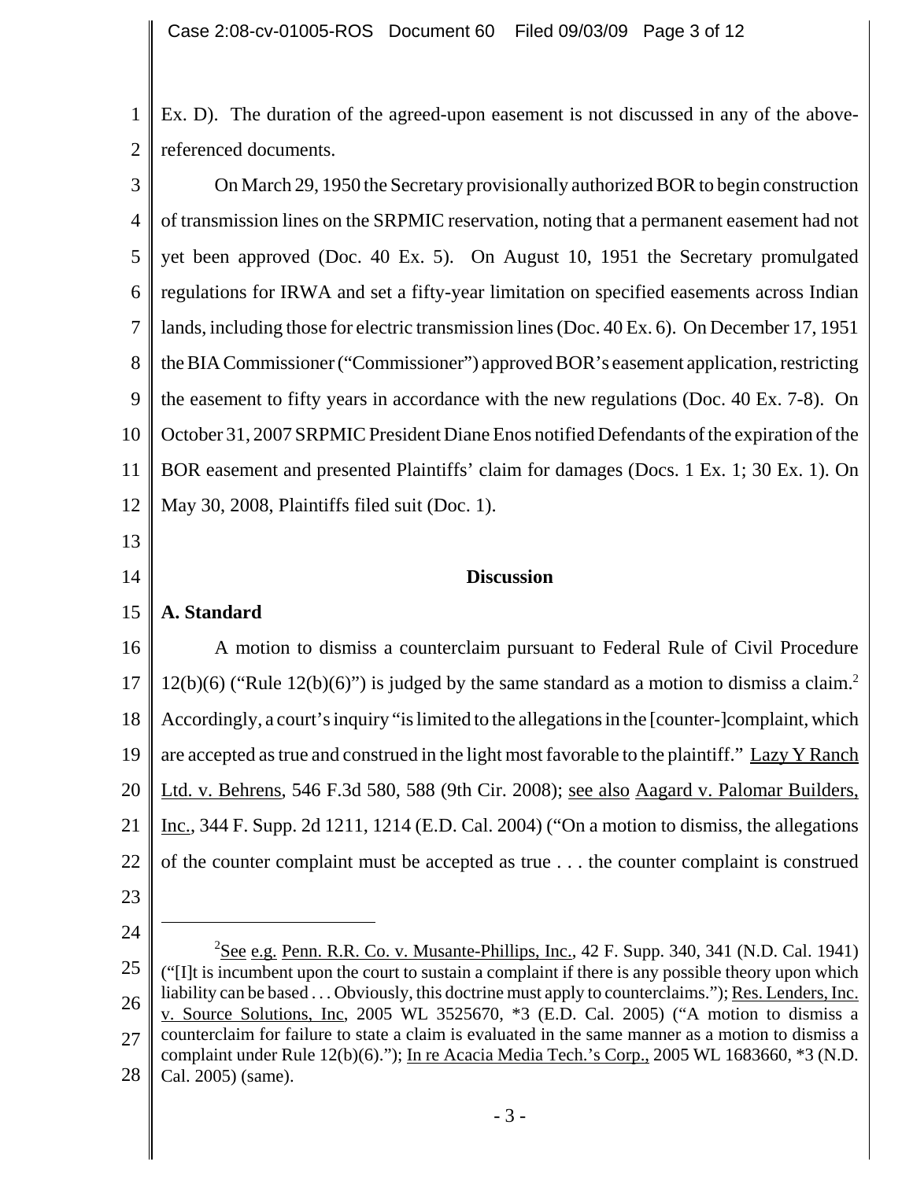Ex. D). The duration of the agreed-upon easement is not discussed in any of the above-referenced documents.

On March 29, 1950 the Secretary provisionally authorized BOR to begin construction of transmission lines on the SRPMIC reservation, noting that a permanent easement had not yet been approved (Doc. 40 Ex. 5). On August 10, 1951 the Secretary promulgated regulations for IRWA and set a fifty-year limitation on specified easements across Indian lands, including those for electric transmission lines (Doc. 40 Ex. 6). On December 17, 1951 the BIA Commissioner ("Commissioner") approved BOR's easement application, restricting the easement to fifty years in accordance with the new regulations (Doc. 40 Ex. 7-8). On October 31, 2007 SRPMIC President Diane Enos notified Defendants of the expiration of the BOR easement and presented Plaintiffs' claim for damages (Docs. 1 Ex. 1; 30 Ex. 1). On May 30, 2008, Plaintiffs filed suit (Doc. 1).

## Discussion

### A. Standard

A motion to dismiss a counterclaim pursuant to Federal Rule of Civil Procedure 12(b)(6) ("Rule 12(b)(6)") is judged by the same standard as a motion to dismiss a claim.[2] Accordingly, a court's inquiry "is limited to the allegations in the [counter-]complaint, which are accepted as true and construed in the light most favorable to the plaintiff." Lazy Y Ranch Ltd. v. Behrens, 546 F.3d 580, 588 (9th Cir. 2008); see also Aagard v. Palomar Builders, Inc., 344 F. Supp. 2d 1211, 1214 (E.D. Cal. 2004) ("On a motion to dismiss, the allegations of the counter complaint must be accepted as true . . . the counter complaint is construed

---

[2] See e.g. Penn. R.R. Co. v. Musante-Phillips, Inc., 42 F. Supp. 340, 341 (N.D. Cal. 1941) ("[I]t is incumbent upon the court to sustain a complaint if there is any possible theory upon which liability can be based . . . Obviously, this doctrine must apply to counterclaims."); Res. Lenders, Inc. v. Source Solutions, Inc, 2005 WL 3525670, *3 (E.D. Cal. 2005) ("A motion to dismiss a counterclaim for failure to state a claim is evaluated in the same manner as a motion to dismiss a complaint under Rule 12(b)(6)."); In re Acacia Media Tech.'s Corp., 2005 WL 1683660, *3 (N.D. Cal. 2005) (same).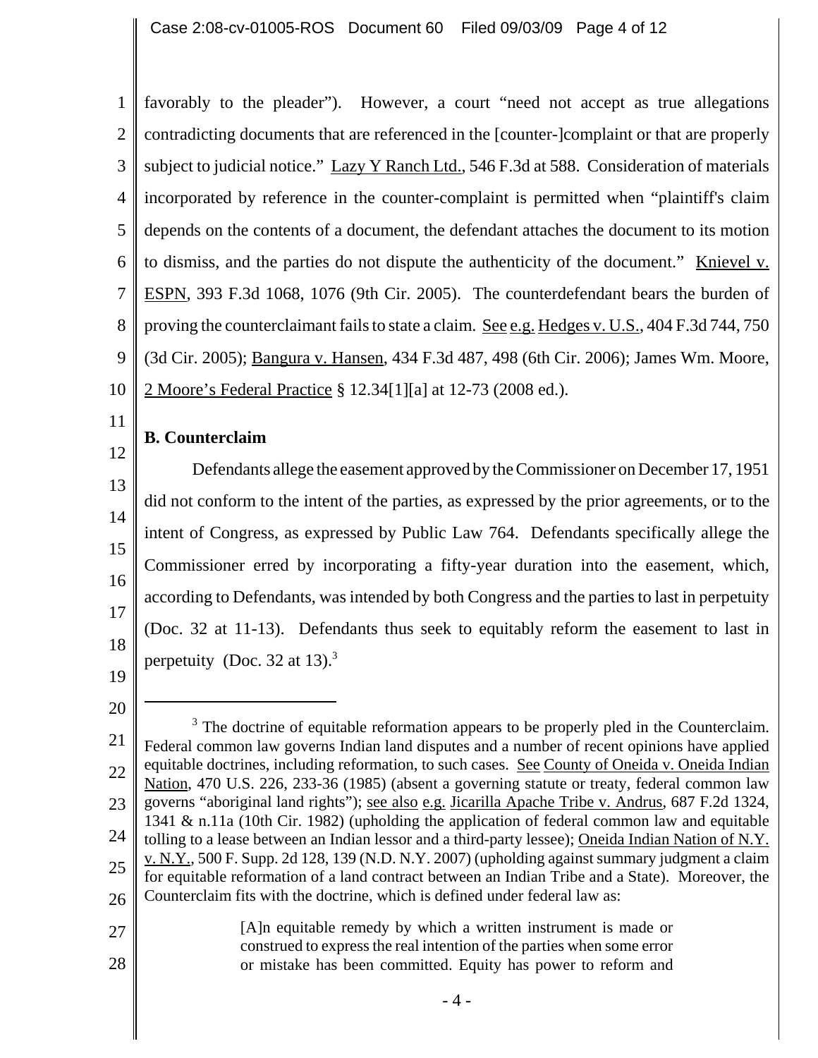favorably to the pleader"). However, a court "need not accept as true allegations contradicting documents that are referenced in the [counter-]complaint or that are properly subject to judicial notice." Lazy Y Ranch Ltd., 546 F.3d at 588. Consideration of materials incorporated by reference in the counter-complaint is permitted when "plaintiff's claim depends on the contents of a document, the defendant attaches the document to its motion to dismiss, and the parties do not dispute the authenticity of the document." Knievel v. ESPN, 393 F.3d 1068, 1076 (9th Cir. 2005). The counterdefendant bears the burden of proving the counterclaimant fails to state a claim. See e.g. Hedges v. U.S., 404 F.3d 744, 750 (3d Cir. 2005); Bangura v. Hansen, 434 F.3d 487, 498 (6th Cir. 2006); James Wm. Moore, 2 Moore's Federal Practice § 12.34[1][a] at 12-73 (2008 ed.).

**B. Counterclaim**

Defendants allege the easement approved by the Commissioner on December 17, 1951 did not conform to the intent of the parties, as expressed by the prior agreements, or to the intent of Congress, as expressed by Public Law 764. Defendants specifically allege the Commissioner erred by incorporating a fifty-year duration into the easement, which, according to Defendants, was intended by both Congress and the parties to last in perpetuity (Doc. 32 at 11-13). Defendants thus seek to equitably reform the easement to last in perpetuity (Doc. 32 at 13).[3]

---

[3] The doctrine of equitable reformation appears to be properly pled in the Counterclaim. Federal common law governs Indian land disputes and a number of recent opinions have applied equitable doctrines, including reformation, to such cases. See County of Oneida v. Oneida Indian Nation, 470 U.S. 226, 233-36 (1985) (absent a governing statute or treaty, federal common law governs "aboriginal land rights"); see also e.g. Jicarilla Apache Tribe v. Andrus, 687 F.2d 1324, 1341 & n.11a (10th Cir. 1982) (upholding the application of federal common law and equitable tolling to a lease between an Indian lessor and a third-party lessee); Oneida Indian Nation of N.Y. v. N.Y., 500 F. Supp. 2d 128, 139 (N.D. N.Y. 2007) (upholding against summary judgment a claim for equitable reformation of a land contract between an Indian Tribe and a State). Moreover, the Counterclaim fits with the doctrine, which is defined under federal law as:

> [A]n equitable remedy by which a written instrument is made or construed to express the real intention of the parties when some error or mistake has been committed. Equity has power to reform and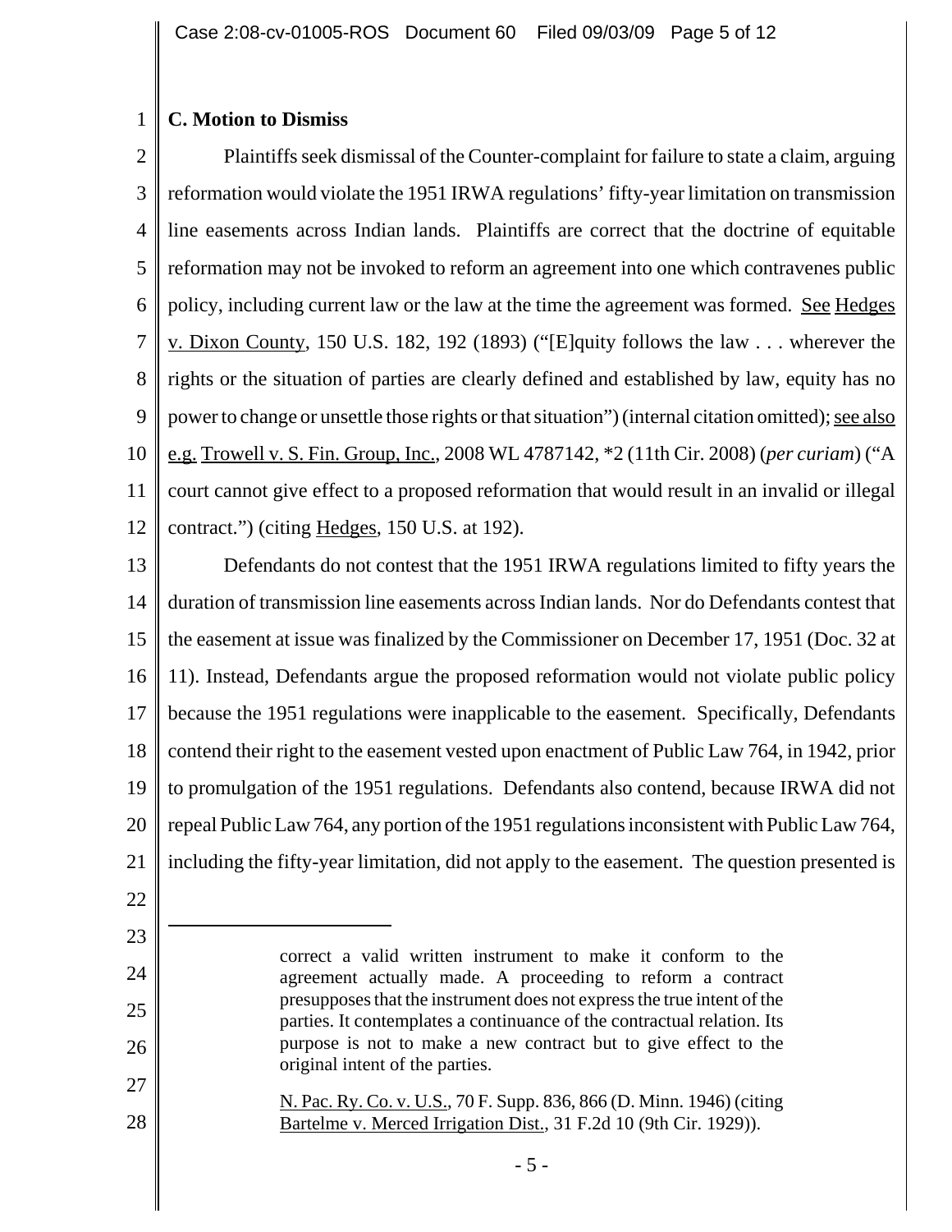**C. Motion to Dismiss**

Plaintiffs seek dismissal of the Counter-complaint for failure to state a claim, arguing reformation would violate the 1951 IRWA regulations' fifty-year limitation on transmission line easements across Indian lands. Plaintiffs are correct that the doctrine of equitable reformation may not be invoked to reform an agreement into one which contravenes public policy, including current law or the law at the time the agreement was formed. See Hedges v. Dixon County, 150 U.S. 182, 192 (1893) ("[E]quity follows the law . . . wherever the rights or the situation of parties are clearly defined and established by law, equity has no power to change or unsettle those rights or that situation") (internal citation omitted); see also e.g. Trowell v. S. Fin. Group, Inc., 2008 WL 4787142, *2 (11th Cir. 2008) (*per curiam*) ("A court cannot give effect to a proposed reformation that would result in an invalid or illegal contract.") (citing Hedges, 150 U.S. at 192).

Defendants do not contest that the 1951 IRWA regulations limited to fifty years the duration of transmission line easements across Indian lands. Nor do Defendants contest that the easement at issue was finalized by the Commissioner on December 17, 1951 (Doc. 32 at 11). Instead, Defendants argue the proposed reformation would not violate public policy because the 1951 regulations were inapplicable to the easement. Specifically, Defendants contend their right to the easement vested upon enactment of Public Law 764, in 1942, prior to promulgation of the 1951 regulations. Defendants also contend, because IRWA did not repeal Public Law 764, any portion of the 1951 regulations inconsistent with Public Law 764, including the fifty-year limitation, did not apply to the easement. The question presented is

---

> correct a valid written instrument to make it conform to the agreement actually made. A proceeding to reform a contract presupposes that the instrument does not express the true intent of the parties. It contemplates a continuance of the contractual relation. Its purpose is not to make a new contract but to give effect to the original intent of the parties.
>
> N. Pac. Ry. Co. v. U.S., 70 F. Supp. 836, 866 (D. Minn. 1946) (citing Bartelme v. Merced Irrigation Dist., 31 F.2d 10 (9th Cir. 1929)).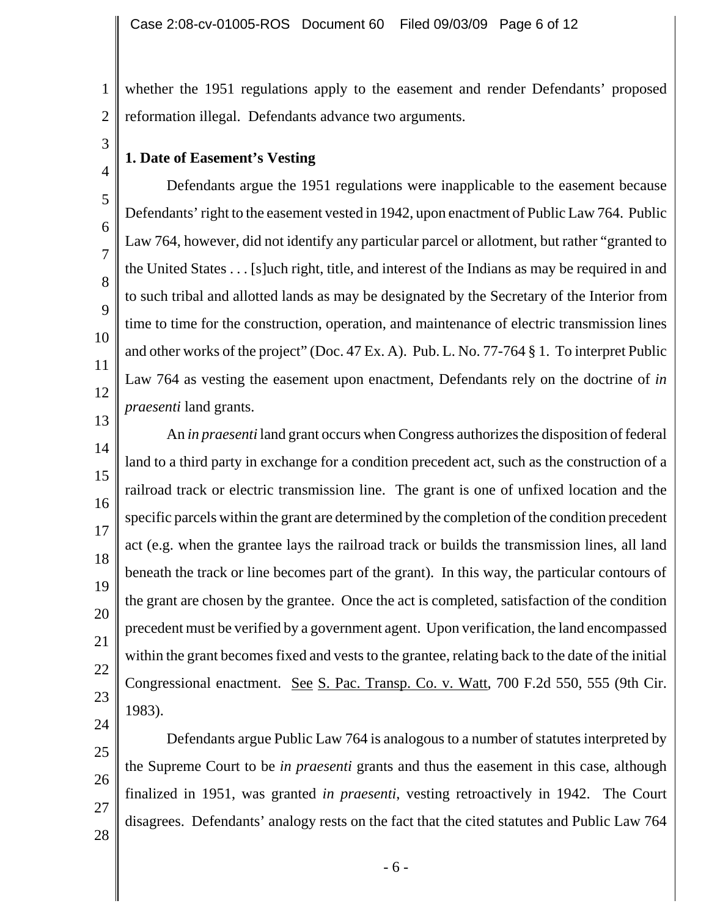whether the 1951 regulations apply to the easement and render Defendants' proposed reformation illegal. Defendants advance two arguments.

**1. Date of Easement's Vesting**

Defendants argue the 1951 regulations were inapplicable to the easement because Defendants' right to the easement vested in 1942, upon enactment of Public Law 764. Public Law 764, however, did not identify any particular parcel or allotment, but rather "granted to the United States . . . [s]uch right, title, and interest of the Indians as may be required in and to such tribal and allotted lands as may be designated by the Secretary of the Interior from time to time for the construction, operation, and maintenance of electric transmission lines and other works of the project" (Doc. 47 Ex. A). Pub. L. No. 77-764 § 1. To interpret Public Law 764 as vesting the easement upon enactment, Defendants rely on the doctrine of *in praesenti* land grants.

An *in praesenti* land grant occurs when Congress authorizes the disposition of federal land to a third party in exchange for a condition precedent act, such as the construction of a railroad track or electric transmission line. The grant is one of unfixed location and the specific parcels within the grant are determined by the completion of the condition precedent act (e.g. when the grantee lays the railroad track or builds the transmission lines, all land beneath the track or line becomes part of the grant). In this way, the particular contours of the grant are chosen by the grantee. Once the act is completed, satisfaction of the condition precedent must be verified by a government agent. Upon verification, the land encompassed within the grant becomes fixed and vests to the grantee, relating back to the date of the initial Congressional enactment. See S. Pac. Transp. Co. v. Watt, 700 F.2d 550, 555 (9th Cir. 1983).

Defendants argue Public Law 764 is analogous to a number of statutes interpreted by the Supreme Court to be *in praesenti* grants and thus the easement in this case, although finalized in 1951, was granted *in praesenti*, vesting retroactively in 1942. The Court disagrees. Defendants' analogy rests on the fact that the cited statutes and Public Law 764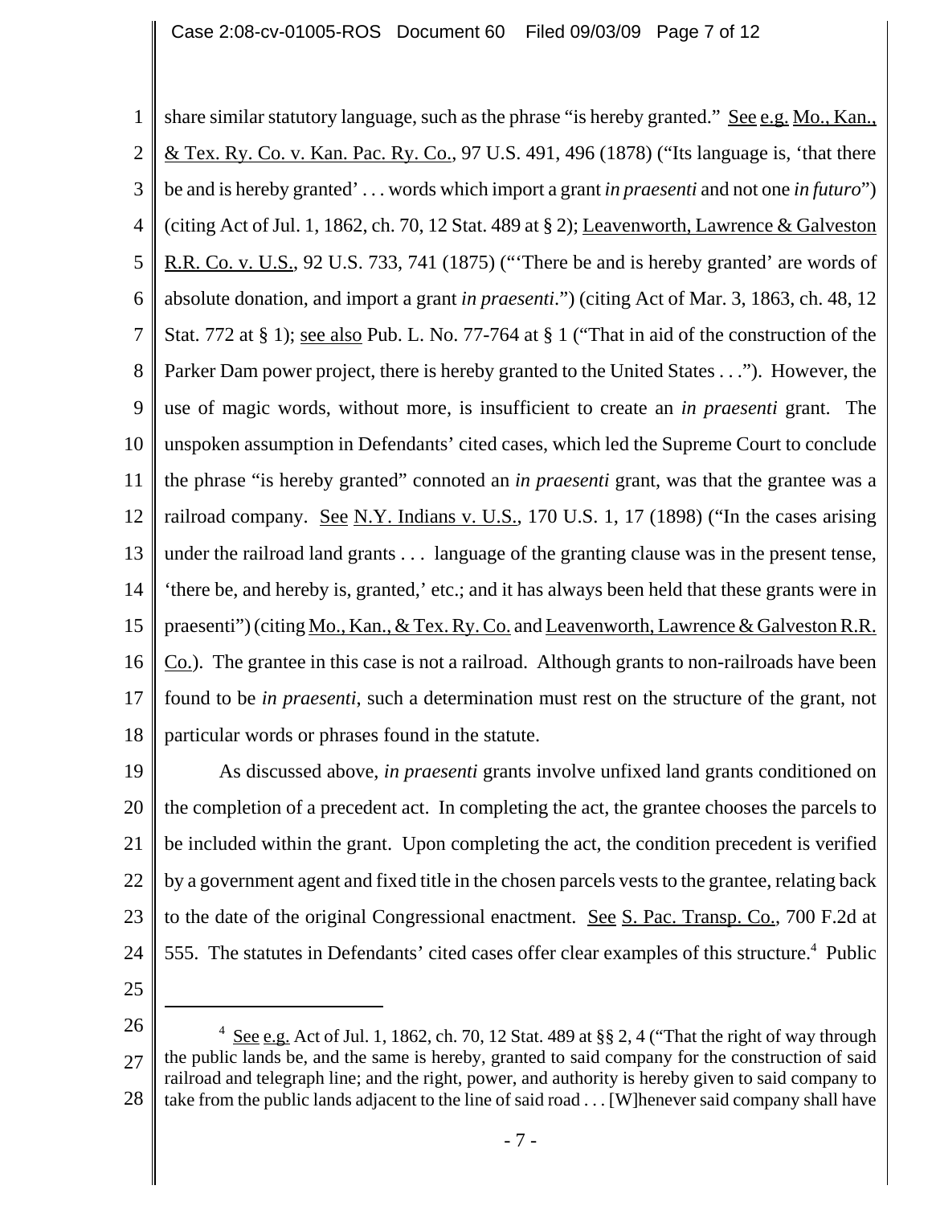share similar statutory language, such as the phrase "is hereby granted." See e.g. Mo., Kan., & Tex. Ry. Co. v. Kan. Pac. Ry. Co., 97 U.S. 491, 496 (1878) ("Its language is, 'that there be and is hereby granted' . . . words which import a grant *in praesenti* and not one *in futuro*") (citing Act of Jul. 1, 1862, ch. 70, 12 Stat. 489 at § 2); Leavenworth, Lawrence & Galveston R.R. Co. v. U.S., 92 U.S. 733, 741 (1875) ("'There be and is hereby granted' are words of absolute donation, and import a grant *in praesenti*.") (citing Act of Mar. 3, 1863, ch. 48, 12 Stat. 772 at § 1); see also Pub. L. No. 77-764 at § 1 ("That in aid of the construction of the Parker Dam power project, there is hereby granted to the United States . . ."). However, the use of magic words, without more, is insufficient to create an *in praesenti* grant. The unspoken assumption in Defendants' cited cases, which led the Supreme Court to conclude the phrase "is hereby granted" connoted an *in praesenti* grant, was that the grantee was a railroad company. See N.Y. Indians v. U.S., 170 U.S. 1, 17 (1898) ("In the cases arising under the railroad land grants . . . language of the granting clause was in the present tense, 'there be, and hereby is, granted,' etc.; and it has always been held that these grants were in praesenti") (citing Mo., Kan., & Tex. Ry. Co. and Leavenworth, Lawrence & Galveston R.R. Co.). The grantee in this case is not a railroad. Although grants to non-railroads have been found to be *in praesenti*, such a determination must rest on the structure of the grant, not particular words or phrases found in the statute.

As discussed above, *in praesenti* grants involve unfixed land grants conditioned on the completion of a precedent act. In completing the act, the grantee chooses the parcels to be included within the grant. Upon completing the act, the condition precedent is verified by a government agent and fixed title in the chosen parcels vests to the grantee, relating back to the date of the original Congressional enactment. See S. Pac. Transp. Co., 700 F.2d at 555. The statutes in Defendants' cited cases offer clear examples of this structure.[4] Public

---

[4] See e.g. Act of Jul. 1, 1862, ch. 70, 12 Stat. 489 at §§ 2, 4 ("That the right of way through the public lands be, and the same is hereby, granted to said company for the construction of said railroad and telegraph line; and the right, power, and authority is hereby given to said company to take from the public lands adjacent to the line of said road . . . [W]henever said company shall have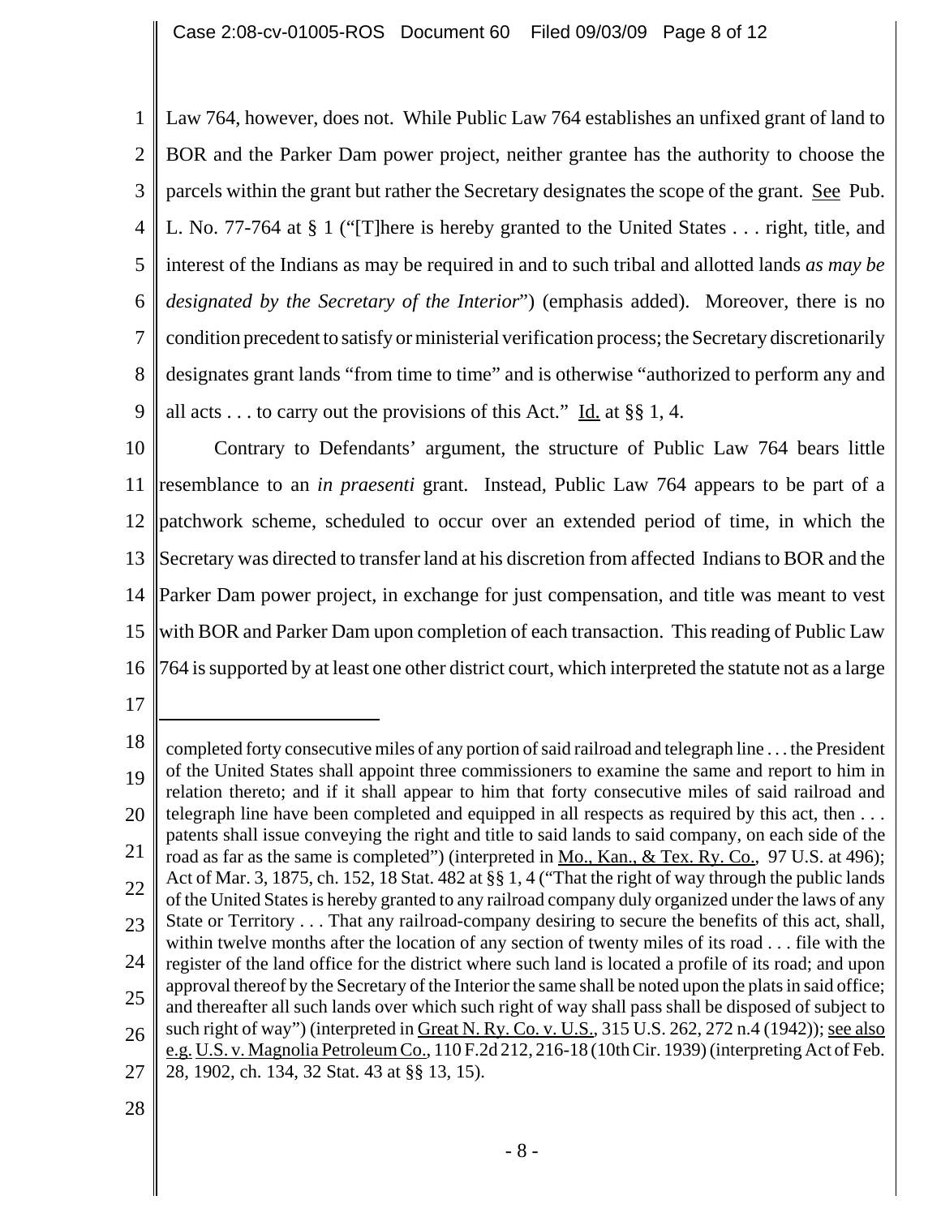Law 764, however, does not. While Public Law 764 establishes an unfixed grant of land to BOR and the Parker Dam power project, neither grantee has the authority to choose the parcels within the grant but rather the Secretary designates the scope of the grant. See Pub. L. No. 77-764 at § 1 ("[T]here is hereby granted to the United States . . . right, title, and interest of the Indians as may be required in and to such tribal and allotted lands *as may be designated by the Secretary of the Interior*") (emphasis added). Moreover, there is no condition precedent to satisfy or ministerial verification process; the Secretary discretionarily designates grant lands "from time to time" and is otherwise "authorized to perform any and all acts . . . to carry out the provisions of this Act." Id. at §§ 1, 4.

Contrary to Defendants' argument, the structure of Public Law 764 bears little resemblance to an *in praesenti* grant. Instead, Public Law 764 appears to be part of a patchwork scheme, scheduled to occur over an extended period of time, in which the Secretary was directed to transfer land at his discretion from affected Indians to BOR and the Parker Dam power project, in exchange for just compensation, and title was meant to vest with BOR and Parker Dam upon completion of each transaction. This reading of Public Law 764 is supported by at least one other district court, which interpreted the statute not as a large

---

completed forty consecutive miles of any portion of said railroad and telegraph line . . . the President of the United States shall appoint three commissioners to examine the same and report to him in relation thereto; and if it shall appear to him that forty consecutive miles of said railroad and telegraph line have been completed and equipped in all respects as required by this act, then . . . patents shall issue conveying the right and title to said lands to said company, on each side of the road as far as the same is completed") (interpreted in Mo., Kan., & Tex. Ry. Co., 97 U.S. at 496); Act of Mar. 3, 1875, ch. 152, 18 Stat. 482 at §§ 1, 4 ("That the right of way through the public lands of the United States is hereby granted to any railroad company duly organized under the laws of any State or Territory . . . That any railroad-company desiring to secure the benefits of this act, shall, within twelve months after the location of any section of twenty miles of its road . . . file with the register of the land office for the district where such land is located a profile of its road; and upon approval thereof by the Secretary of the Interior the same shall be noted upon the plats in said office; and thereafter all such lands over which such right of way shall pass shall be disposed of subject to such right of way") (interpreted in Great N. Ry. Co. v. U.S., 315 U.S. 262, 272 n.4 (1942)); see also e.g. U.S. v. Magnolia Petroleum Co., 110 F.2d 212, 216-18 (10th Cir. 1939) (interpreting Act of Feb. 28, 1902, ch. 134, 32 Stat. 43 at §§ 13, 15).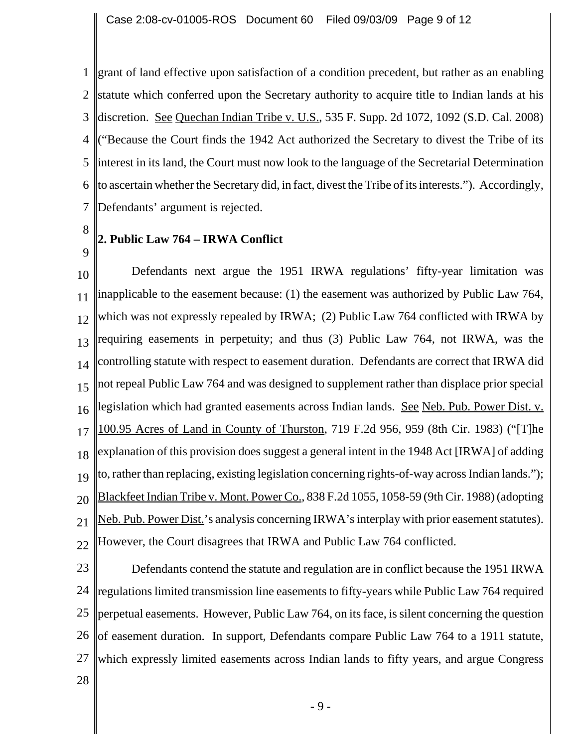grant of land effective upon satisfaction of a condition precedent, but rather as an enabling statute which conferred upon the Secretary authority to acquire title to Indian lands at his discretion. See Quechan Indian Tribe v. U.S., 535 F. Supp. 2d 1072, 1092 (S.D. Cal. 2008) ("Because the Court finds the 1942 Act authorized the Secretary to divest the Tribe of its interest in its land, the Court must now look to the language of the Secretarial Determination to ascertain whether the Secretary did, in fact, divest the Tribe of its interests."). Accordingly, Defendants' argument is rejected.

**2. Public Law 764 – IRWA Conflict**

Defendants next argue the 1951 IRWA regulations' fifty-year limitation was inapplicable to the easement because: (1) the easement was authorized by Public Law 764, which was not expressly repealed by IRWA; (2) Public Law 764 conflicted with IRWA by requiring easements in perpetuity; and thus (3) Public Law 764, not IRWA, was the controlling statute with respect to easement duration. Defendants are correct that IRWA did not repeal Public Law 764 and was designed to supplement rather than displace prior special legislation which had granted easements across Indian lands. See Neb. Pub. Power Dist. v. 100.95 Acres of Land in County of Thurston, 719 F.2d 956, 959 (8th Cir. 1983) ("[T]he explanation of this provision does suggest a general intent in the 1948 Act [IRWA] of adding to, rather than replacing, existing legislation concerning rights-of-way across Indian lands."); Blackfeet Indian Tribe v. Mont. Power Co., 838 F.2d 1055, 1058-59 (9th Cir. 1988) (adopting Neb. Pub. Power Dist.'s analysis concerning IRWA's interplay with prior easement statutes). However, the Court disagrees that IRWA and Public Law 764 conflicted.

Defendants contend the statute and regulation are in conflict because the 1951 IRWA regulations limited transmission line easements to fifty-years while Public Law 764 required perpetual easements. However, Public Law 764, on its face, is silent concerning the question of easement duration. In support, Defendants compare Public Law 764 to a 1911 statute, which expressly limited easements across Indian lands to fifty years, and argue Congress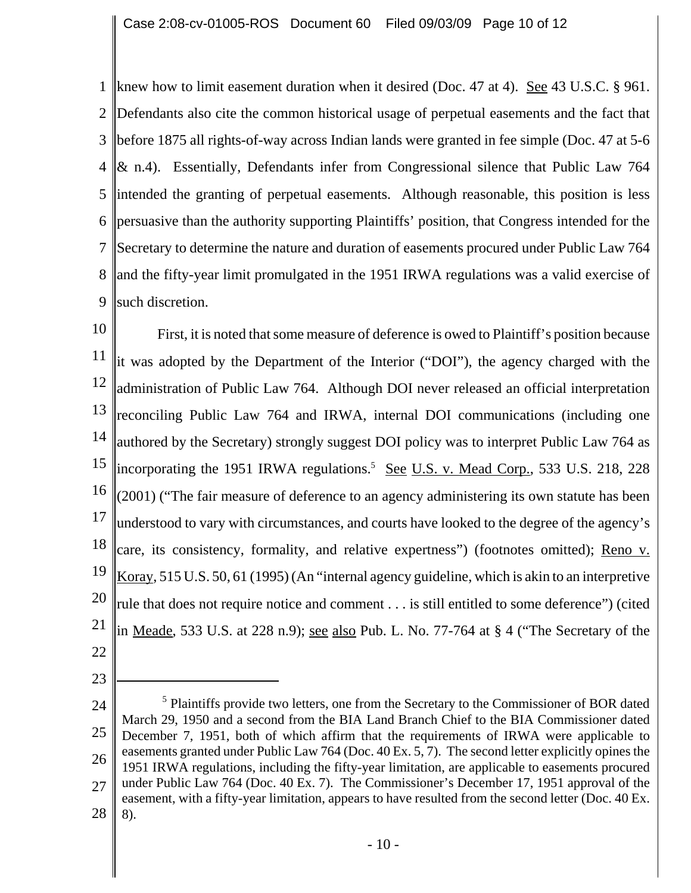knew how to limit easement duration when it desired (Doc. 47 at 4). See 43 U.S.C. § 961. Defendants also cite the common historical usage of perpetual easements and the fact that before 1875 all rights-of-way across Indian lands were granted in fee simple (Doc. 47 at 5-6 & n.4). Essentially, Defendants infer from Congressional silence that Public Law 764 intended the granting of perpetual easements. Although reasonable, this position is less persuasive than the authority supporting Plaintiffs' position, that Congress intended for the Secretary to determine the nature and duration of easements procured under Public Law 764 and the fifty-year limit promulgated in the 1951 IRWA regulations was a valid exercise of such discretion.

First, it is noted that some measure of deference is owed to Plaintiff's position because it was adopted by the Department of the Interior ("DOI"), the agency charged with the administration of Public Law 764. Although DOI never released an official interpretation reconciling Public Law 764 and IRWA, internal DOI communications (including one authored by the Secretary) strongly suggest DOI policy was to interpret Public Law 764 as incorporating the 1951 IRWA regulations.[5] See U.S. v. Mead Corp., 533 U.S. 218, 228 (2001) ("The fair measure of deference to an agency administering its own statute has been understood to vary with circumstances, and courts have looked to the degree of the agency's care, its consistency, formality, and relative expertness") (footnotes omitted); Reno v. Koray, 515 U.S. 50, 61 (1995) (An "internal agency guideline, which is akin to an interpretive rule that does not require notice and comment . . . is still entitled to some deference") (cited in Meade, 533 U.S. at 228 n.9); see also Pub. L. No. 77-764 at § 4 ("The Secretary of the

---

[5] Plaintiffs provide two letters, one from the Secretary to the Commissioner of BOR dated March 29, 1950 and a second from the BIA Land Branch Chief to the BIA Commissioner dated December 7, 1951, both of which affirm that the requirements of IRWA were applicable to easements granted under Public Law 764 (Doc. 40 Ex. 5, 7). The second letter explicitly opines the 1951 IRWA regulations, including the fifty-year limitation, are applicable to easements procured under Public Law 764 (Doc. 40 Ex. 7). The Commissioner's December 17, 1951 approval of the easement, with a fifty-year limitation, appears to have resulted from the second letter (Doc. 40 Ex. 8).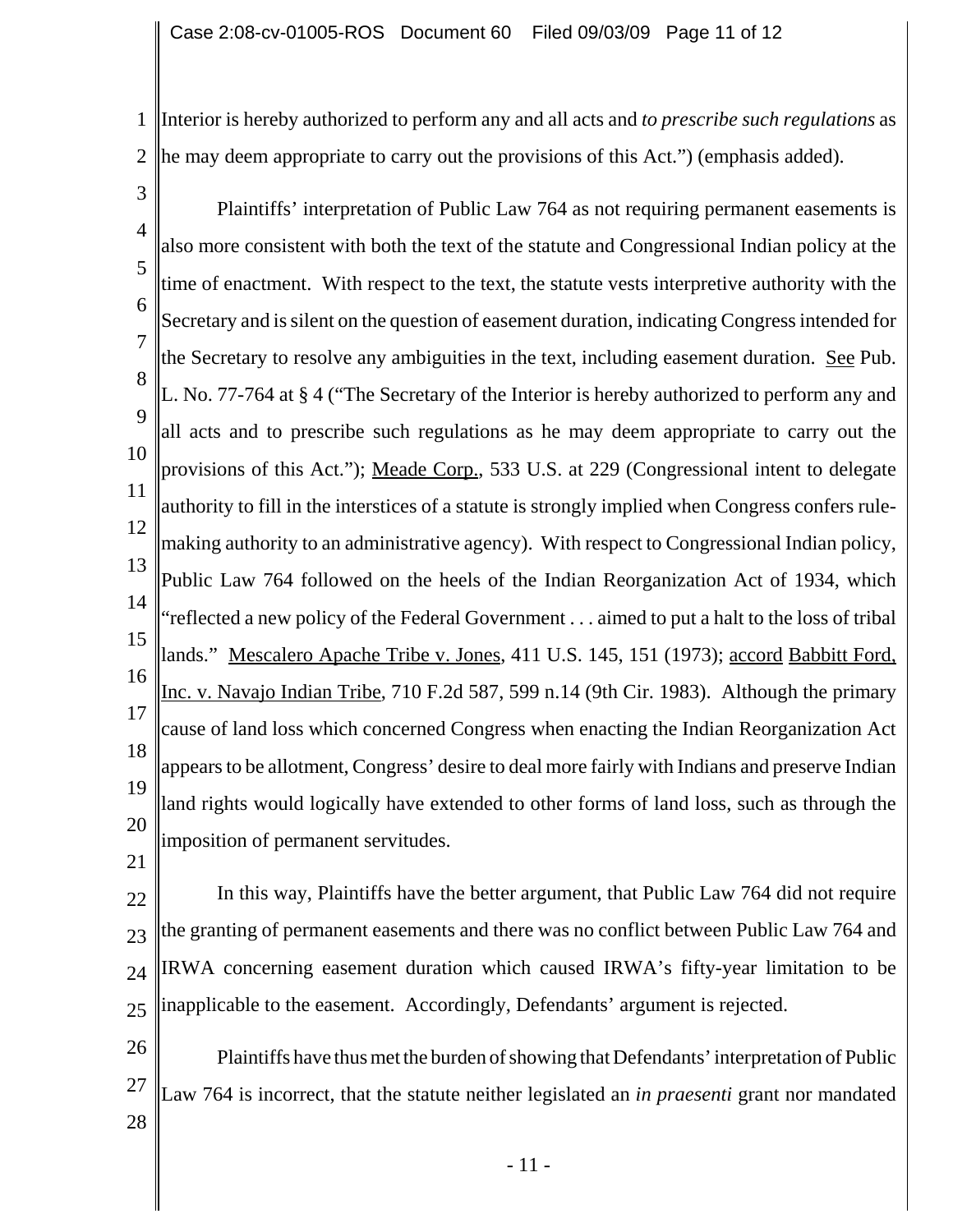Interior is hereby authorized to perform any and all acts and *to prescribe such regulations* as he may deem appropriate to carry out the provisions of this Act.") (emphasis added).

Plaintiffs' interpretation of Public Law 764 as not requiring permanent easements is also more consistent with both the text of the statute and Congressional Indian policy at the time of enactment. With respect to the text, the statute vests interpretive authority with the Secretary and is silent on the question of easement duration, indicating Congress intended for the Secretary to resolve any ambiguities in the text, including easement duration. See Pub. L. No. 77-764 at § 4 ("The Secretary of the Interior is hereby authorized to perform any and all acts and to prescribe such regulations as he may deem appropriate to carry out the provisions of this Act."); Meade Corp., 533 U.S. at 229 (Congressional intent to delegate authority to fill in the interstices of a statute is strongly implied when Congress confers rule-making authority to an administrative agency). With respect to Congressional Indian policy, Public Law 764 followed on the heels of the Indian Reorganization Act of 1934, which "reflected a new policy of the Federal Government . . . aimed to put a halt to the loss of tribal lands." Mescalero Apache Tribe v. Jones, 411 U.S. 145, 151 (1973); accord Babbitt Ford, Inc. v. Navajo Indian Tribe, 710 F.2d 587, 599 n.14 (9th Cir. 1983). Although the primary cause of land loss which concerned Congress when enacting the Indian Reorganization Act appears to be allotment, Congress' desire to deal more fairly with Indians and preserve Indian land rights would logically have extended to other forms of land loss, such as through the imposition of permanent servitudes.

In this way, Plaintiffs have the better argument, that Public Law 764 did not require the granting of permanent easements and there was no conflict between Public Law 764 and IRWA concerning easement duration which caused IRWA's fifty-year limitation to be inapplicable to the easement. Accordingly, Defendants' argument is rejected.

Plaintiffs have thus met the burden of showing that Defendants' interpretation of Public Law 764 is incorrect, that the statute neither legislated an *in praesenti* grant nor mandated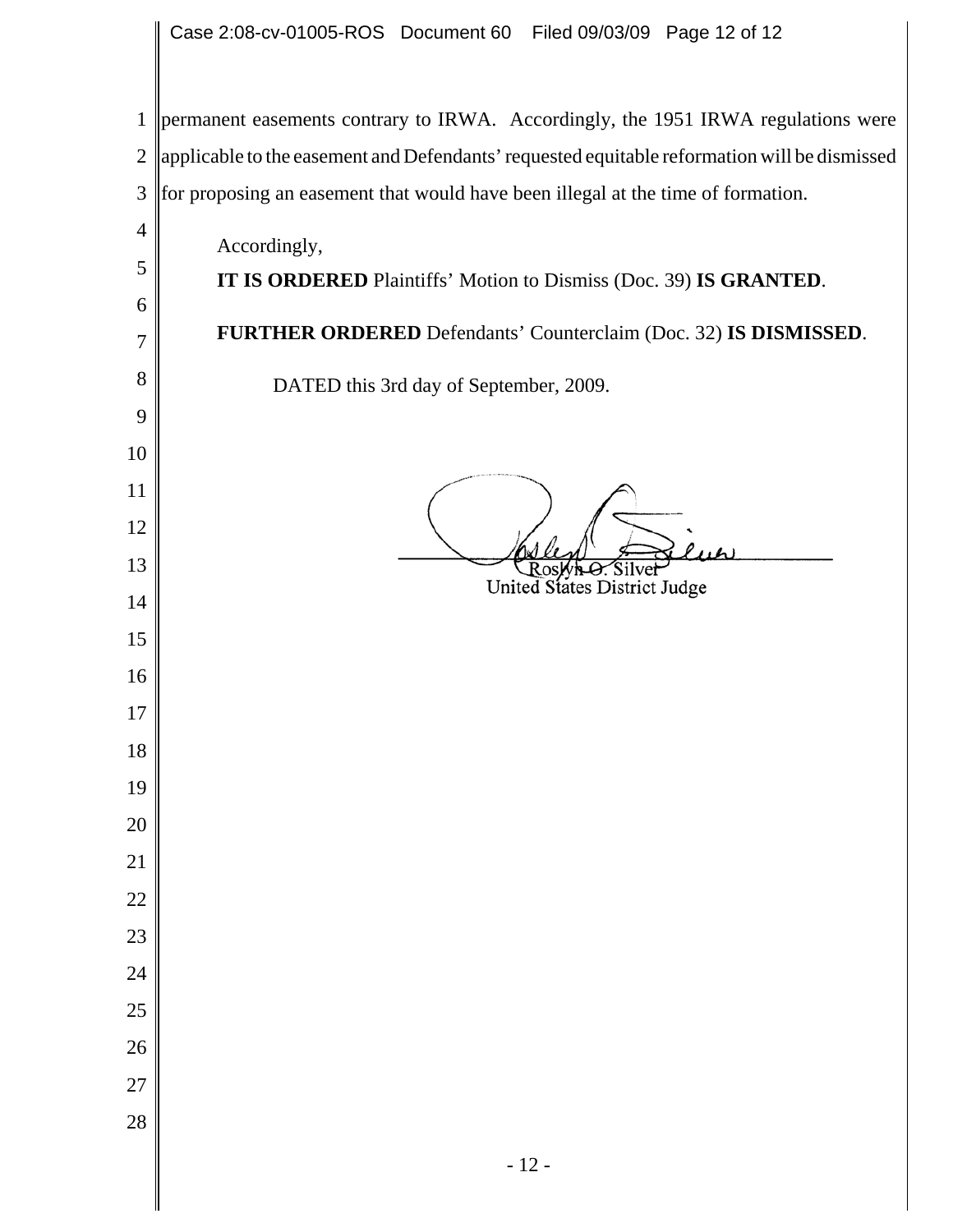permanent easements contrary to IRWA. Accordingly, the 1951 IRWA regulations were applicable to the easement and Defendants' requested equitable reformation will be dismissed for proposing an easement that would have been illegal at the time of formation.

Accordingly,

**IT IS ORDERED** Plaintiffs' Motion to Dismiss (Doc. 39) **IS GRANTED**.

**FURTHER ORDERED** Defendants' Counterclaim (Doc. 32) **IS DISMISSED**.

DATED this 3rd day of September, 2009.

Roslyn O. Silver
United States District Judge